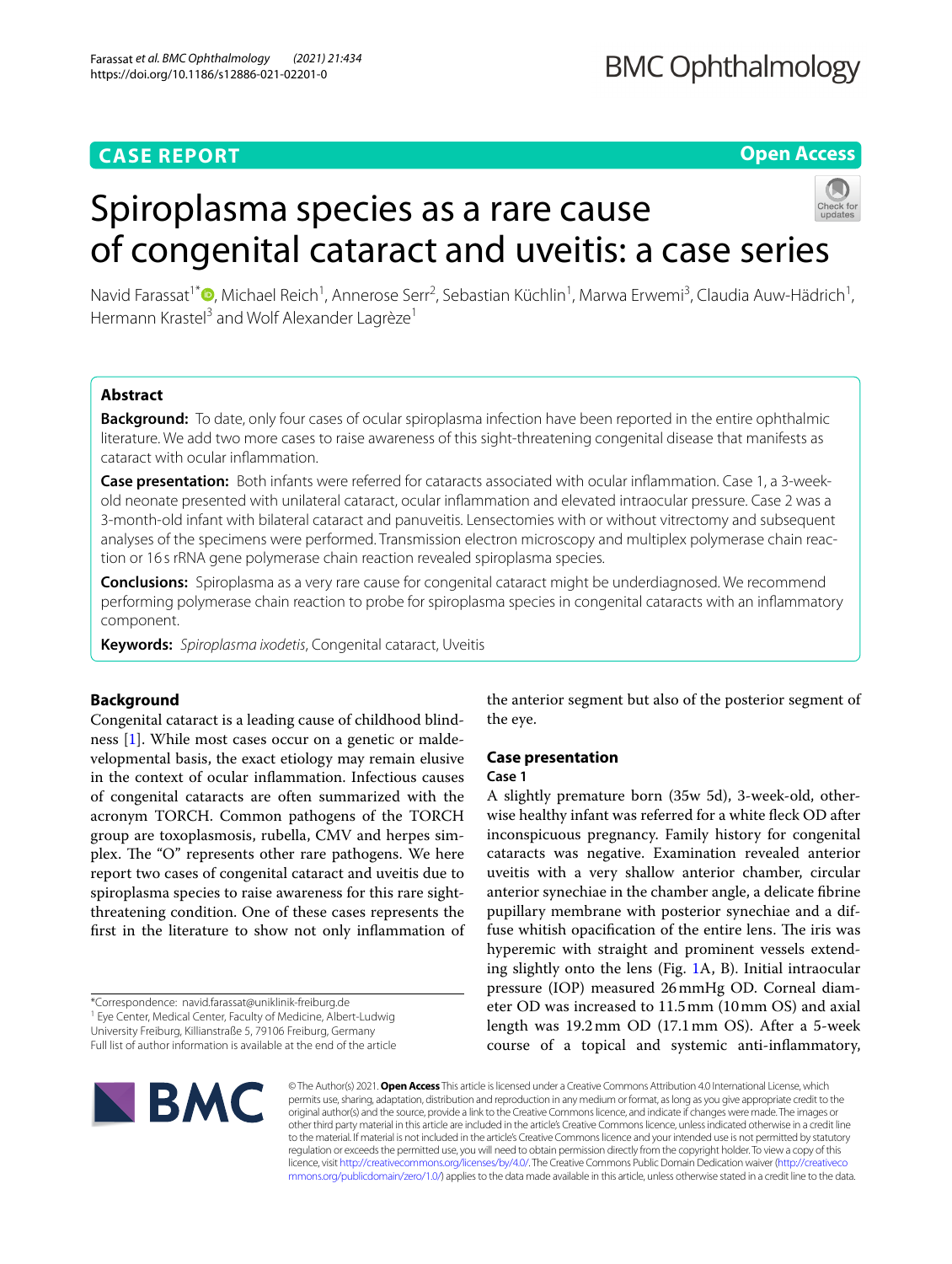CASE REPORT

Open Access

# Spiroplasma species as a rare cause of congenital cataract and uveitis: a case series

Navid Farassat[1*], Michael Reich[1], Annerose Serr[2], Sebastian Küchlin[1], Marwa Erwemi[3], Claudia Auw-Hädrich[1], Hermann Krastel[3] and Wolf Alexander Lagrèze[1]

## Abstract

**Background:** To date, only four cases of ocular spiroplasma infection have been reported in the entire ophthalmic literature. We add two more cases to raise awareness of this sight-threatening congenital disease that manifests as cataract with ocular inflammation.

**Case presentation:** Both infants were referred for cataracts associated with ocular inflammation. Case 1, a 3-week-old neonate presented with unilateral cataract, ocular inflammation and elevated intraocular pressure. Case 2 was a 3-month-old infant with bilateral cataract and panuveitis. Lensectomies with or without vitrectomy and subsequent analyses of the specimens were performed. Transmission electron microscopy and multiplex polymerase chain reaction or 16 s rRNA gene polymerase chain reaction revealed spiroplasma species.

**Conclusions:** Spiroplasma as a very rare cause for congenital cataract might be underdiagnosed. We recommend performing polymerase chain reaction to probe for spiroplasma species in congenital cataracts with an inflammatory component.

**Keywords:** *Spiroplasma ixodetis*, Congenital cataract, Uveitis

## Background

Congenital cataract is a leading cause of childhood blindness [1]. While most cases occur on a genetic or maldevelopmental basis, the exact etiology may remain elusive in the context of ocular inflammation. Infectious causes of congenital cataracts are often summarized with the acronym TORCH. Common pathogens of the TORCH group are toxoplasmosis, rubella, CMV and herpes simplex. The "O" represents other rare pathogens. We here report two cases of congenital cataract and uveitis due to spiroplasma species to raise awareness for this rare sight-threatening condition. One of these cases represents the first in the literature to show not only inflammation of the anterior segment but also of the posterior segment of the eye.

## Case presentation

### Case 1

A slightly premature born (35w 5d), 3-week-old, otherwise healthy infant was referred for a white fleck OD after inconspicuous pregnancy. Family history for congenital cataracts was negative. Examination revealed anterior uveitis with a very shallow anterior chamber, circular anterior synechiae in the chamber angle, a delicate fibrine pupillary membrane with posterior synechiae and a diffuse whitish opacification of the entire lens. The iris was hyperemic with straight and prominent vessels extending slightly onto the lens (Fig. 1A, B). Initial intraocular pressure (IOP) measured 26 mmHg OD. Corneal diameter OD was increased to 11.5 mm (10 mm OS) and axial length was 19.2 mm OD (17.1 mm OS). After a 5-week course of a topical and systemic anti-inflammatory,

*Correspondence: navid.farassat@uniklinik-freiburg.de
[1] Eye Center, Medical Center, Faculty of Medicine, Albert-Ludwig University Freiburg, Killianstraße 5, 79106 Freiburg, Germany
Full list of author information is available at the end of the article

© The Author(s) 2021. **Open Access** This article is licensed under a Creative Commons Attribution 4.0 International License, which permits use, sharing, adaptation, distribution and reproduction in any medium or format, as long as you give appropriate credit to the original author(s) and the source, provide a link to the Creative Commons licence, and indicate if changes were made. The images or other third party material in this article are included in the article's Creative Commons licence, unless indicated otherwise in a credit line to the material. If material is not included in the article's Creative Commons licence and your intended use is not permitted by statutory regulation or exceeds the permitted use, you will need to obtain permission directly from the copyright holder. To view a copy of this licence, visit http://creativecommons.org/licenses/by/4.0/. The Creative Commons Public Domain Dedication waiver (http://creativecommons.org/publicdomain/zero/1.0/) applies to the data made available in this article, unless otherwise stated in a credit line to the data.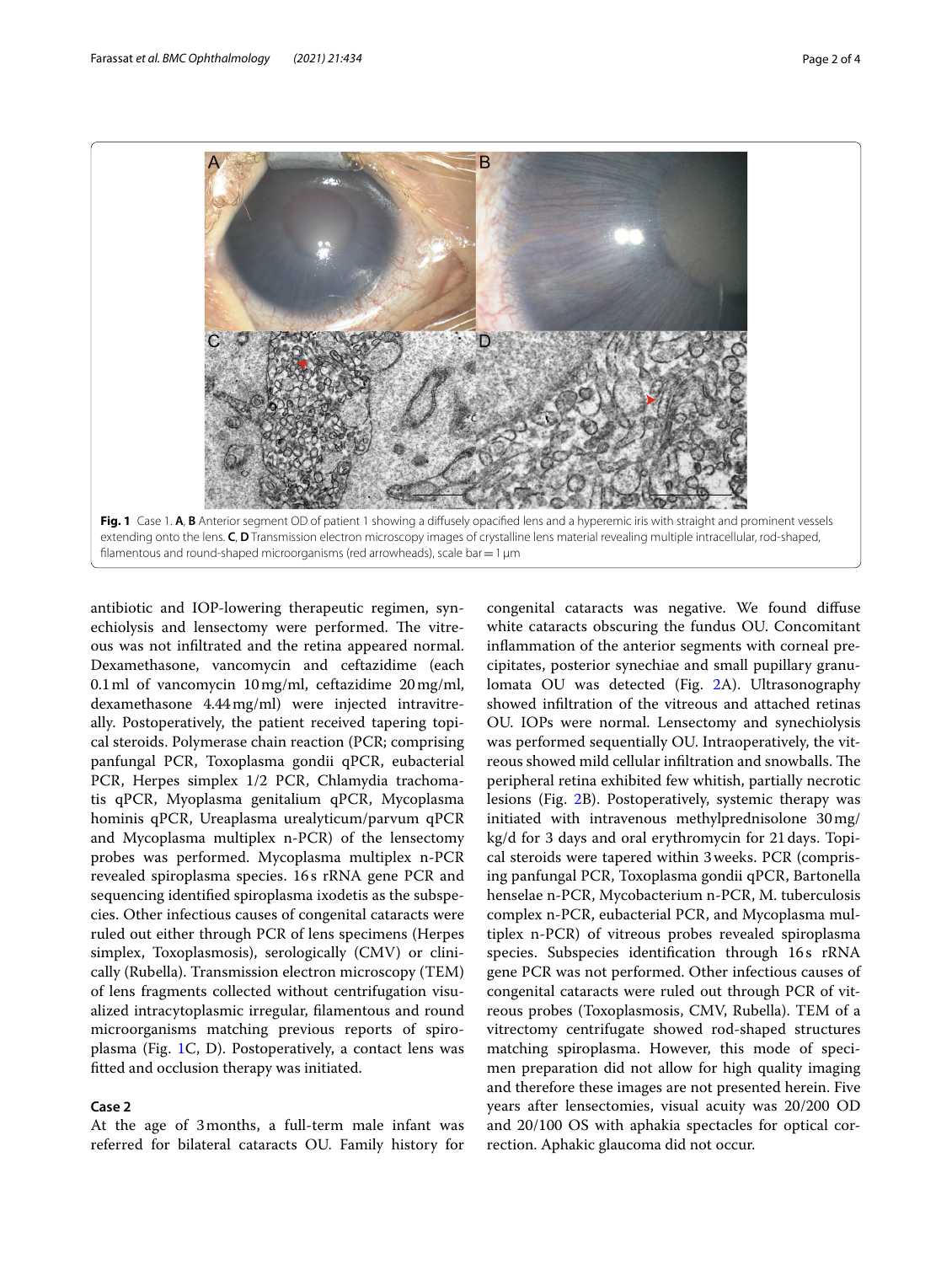Fig. 1 Case 1. **A**, **B** Anterior segment OD of patient 1 showing a diffusely opacified lens and a hyperemic iris with straight and prominent vessels extending onto the lens. **C**, **D** Transmission electron microscopy images of crystalline lens material revealing multiple intracellular, rod-shaped, filamentous and round-shaped microorganisms (red arrowheads), scale bar = 1 µm

antibiotic and IOP-lowering therapeutic regimen, synechiolysis and lensectomy were performed. The vitreous was not infiltrated and the retina appeared normal. Dexamethasone, vancomycin and ceftazidime (each 0.1 ml of vancomycin 10 mg/ml, ceftazidime 20 mg/ml, dexamethasone 4.44 mg/ml) were injected intravitreally. Postoperatively, the patient received tapering topical steroids. Polymerase chain reaction (PCR; comprising panfungal PCR, Toxoplasma gondii qPCR, eubacterial PCR, Herpes simplex 1/2 PCR, Chlamydia trachomatis qPCR, Myoplasma genitalium qPCR, Mycoplasma hominis qPCR, Ureaplasma urealyticum/parvum qPCR and Mycoplasma multiplex n-PCR) of the lensectomy probes was performed. Mycoplasma multiplex n-PCR revealed spiroplasma species. 16 s rRNA gene PCR and sequencing identified spiroplasma ixodetis as the subspecies. Other infectious causes of congenital cataracts were ruled out either through PCR of lens specimens (Herpes simplex, Toxoplasmosis), serologically (CMV) or clinically (Rubella). Transmission electron microscopy (TEM) of lens fragments collected without centrifugation visualized intracytoplasmic irregular, filamentous and round microorganisms matching previous reports of spiroplasma (Fig. 1C, D). Postoperatively, a contact lens was fitted and occlusion therapy was initiated.

## Case 2

At the age of 3 months, a full-term male infant was referred for bilateral cataracts OU. Family history for congenital cataracts was negative. We found diffuse white cataracts obscuring the fundus OU. Concomitant inflammation of the anterior segments with corneal precipitates, posterior synechiae and small pupillary granulomata OU was detected (Fig. 2A). Ultrasonography showed infiltration of the vitreous and attached retinas OU. IOPs were normal. Lensectomy and synechiolysis was performed sequentially OU. Intraoperatively, the vitreous showed mild cellular infiltration and snowballs. The peripheral retina exhibited few whitish, partially necrotic lesions (Fig. 2B). Postoperatively, systemic therapy was initiated with intravenous methylprednisolone 30 mg/kg/d for 3 days and oral erythromycin for 21 days. Topical steroids were tapered within 3 weeks. PCR (comprising panfungal PCR, Toxoplasma gondii qPCR, Bartonella henselae n-PCR, Mycobacterium n-PCR, M. tuberculosis complex n-PCR, eubacterial PCR, and Mycoplasma multiplex n-PCR) of vitreous probes revealed spiroplasma species. Subspecies identification through 16 s rRNA gene PCR was not performed. Other infectious causes of congenital cataracts were ruled out through PCR of vitreous probes (Toxoplasmosis, CMV, Rubella). TEM of a vitrectomy centrifugate showed rod-shaped structures matching spiroplasma. However, this mode of specimen preparation did not allow for high quality imaging and therefore these images are not presented herein. Five years after lensectomies, visual acuity was 20/200 OD and 20/100 OS with aphakia spectacles for optical correction. Aphakic glaucoma did not occur.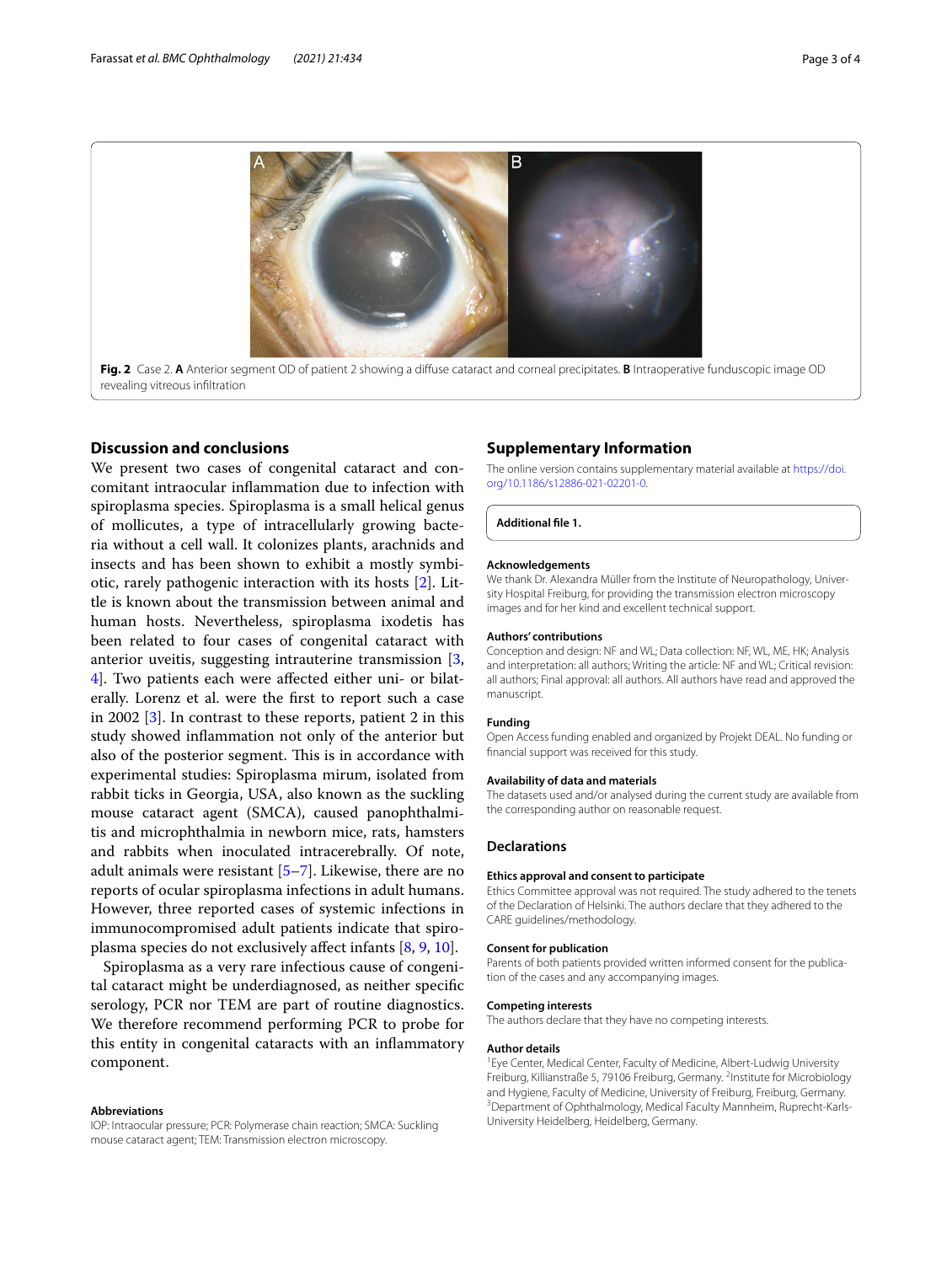**Fig. 2** Case 2. **A** Anterior segment OD of patient 2 showing a diffuse cataract and corneal precipitates. **B** Intraoperative funduscopic image OD revealing vitreous infiltration

## Discussion and conclusions

We present two cases of congenital cataract and concomitant intraocular inflammation due to infection with spiroplasma species. Spiroplasma is a small helical genus of mollicutes, a type of intracellularly growing bacteria without a cell wall. It colonizes plants, arachnids and insects and has been shown to exhibit a mostly symbiotic, rarely pathogenic interaction with its hosts [2]. Little is known about the transmission between animal and human hosts. Nevertheless, spiroplasma ixodetis has been related to four cases of congenital cataract with anterior uveitis, suggesting intrauterine transmission [3, 4]. Two patients each were affected either uni- or bilaterally. Lorenz et al. were the first to report such a case in 2002 [3]. In contrast to these reports, patient 2 in this study showed inflammation not only of the anterior but also of the posterior segment. This is in accordance with experimental studies: Spiroplasma mirum, isolated from rabbit ticks in Georgia, USA, also known as the suckling mouse cataract agent (SMCA), caused panophthalmitis and microphthalmia in newborn mice, rats, hamsters and rabbits when inoculated intracerebrally. Of note, adult animals were resistant [5–7]. Likewise, there are no reports of ocular spiroplasma infections in adult humans. However, three reported cases of systemic infections in immunocompromised adult patients indicate that spiroplasma species do not exclusively affect infants [8, 9, 10].

Spiroplasma as a very rare infectious cause of congenital cataract might be underdiagnosed, as neither specific serology, PCR nor TEM are part of routine diagnostics. We therefore recommend performing PCR to probe for this entity in congenital cataracts with an inflammatory component.

#### Abbreviations

IOP: Intraocular pressure; PCR: Polymerase chain reaction; SMCA: Suckling mouse cataract agent; TEM: Transmission electron microscopy.

## Supplementary Information

The online version contains supplementary material available at https://doi.org/10.1186/s12886-021-02201-0.

**Additional file 1.**

#### Acknowledgements

We thank Dr. Alexandra Müller from the Institute of Neuropathology, University Hospital Freiburg, for providing the transmission electron microscopy images and for her kind and excellent technical support.

#### Authors' contributions

Conception and design: NF and WL; Data collection: NF, WL, ME, HK; Analysis and interpretation: all authors; Writing the article: NF and WL; Critical revision: all authors; Final approval: all authors. All authors have read and approved the manuscript.

#### Funding

Open Access funding enabled and organized by Projekt DEAL. No funding or financial support was received for this study.

#### Availability of data and materials

The datasets used and/or analysed during the current study are available from the corresponding author on reasonable request.

## Declarations

#### Ethics approval and consent to participate

Ethics Committee approval was not required. The study adhered to the tenets of the Declaration of Helsinki. The authors declare that they adhered to the CARE guidelines/methodology.

#### Consent for publication

Parents of both patients provided written informed consent for the publication of the cases and any accompanying images.

#### Competing interests

The authors declare that they have no competing interests.

#### Author details

[1]Eye Center, Medical Center, Faculty of Medicine, Albert-Ludwig University Freiburg, Killianstraße 5, 79106 Freiburg, Germany. [2]Institute for Microbiology and Hygiene, Faculty of Medicine, University of Freiburg, Freiburg, Germany. [3]Department of Ophthalmology, Medical Faculty Mannheim, Ruprecht-Karls-University Heidelberg, Heidelberg, Germany.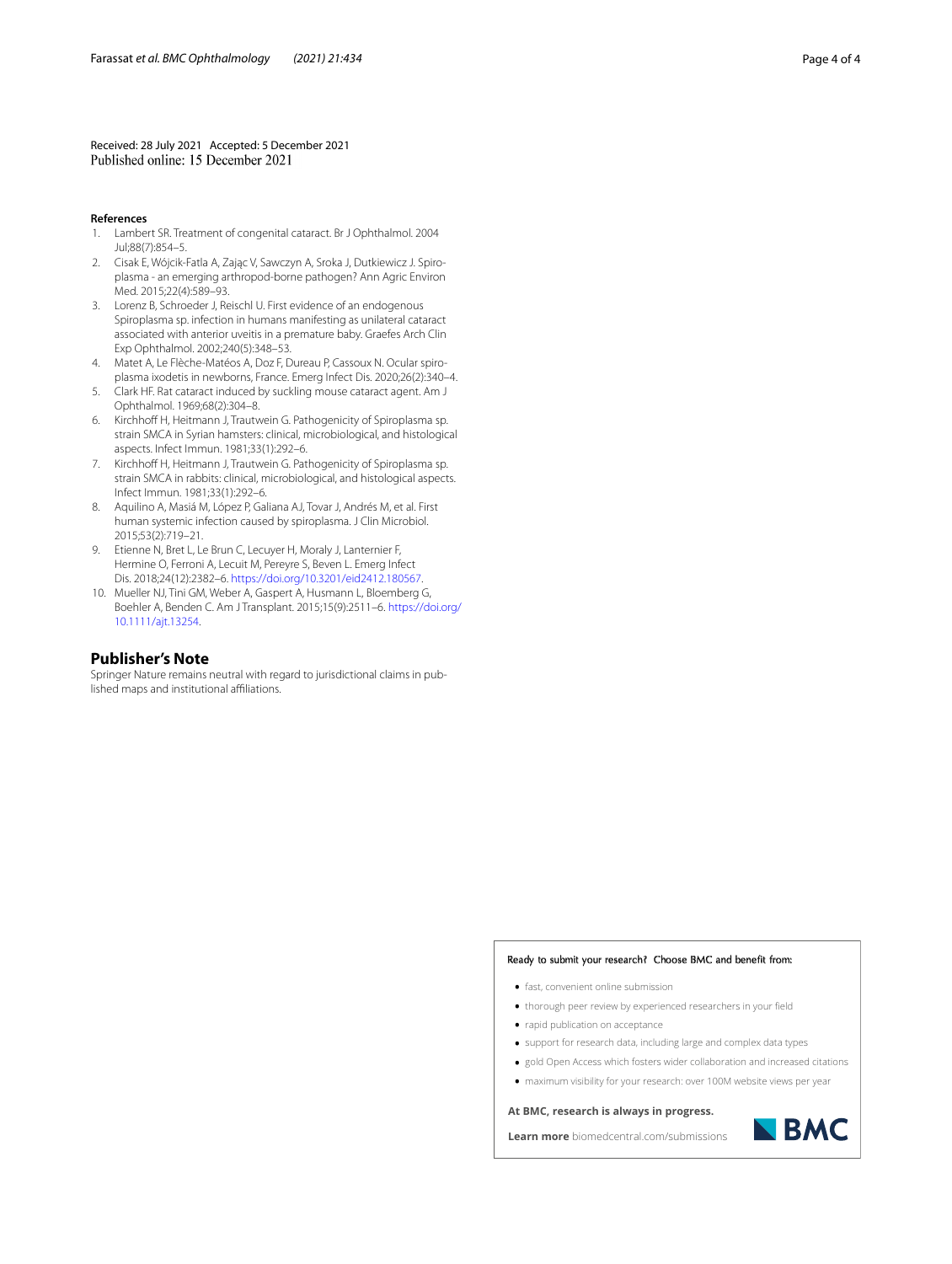Received: 28 July 2021 Accepted: 5 December 2021
Published online: 15 December 2021

## References

1. Lambert SR. Treatment of congenital cataract. Br J Ophthalmol. 2004 Jul;88(7):854–5.
2. Cisak E, Wójcik-Fatla A, Zając V, Sawczyn A, Sroka J, Dutkiewicz J. Spiroplasma - an emerging arthropod-borne pathogen? Ann Agric Environ Med. 2015;22(4):589–93.
3. Lorenz B, Schroeder J, Reischl U. First evidence of an endogenous Spiroplasma sp. infection in humans manifesting as unilateral cataract associated with anterior uveitis in a premature baby. Graefes Arch Clin Exp Ophthalmol. 2002;240(5):348–53.
4. Matet A, Le Flèche-Matéos A, Doz F, Dureau P, Cassoux N. Ocular spiroplasma ixodetis in newborns, France. Emerg Infect Dis. 2020;26(2):340–4.
5. Clark HF. Rat cataract induced by suckling mouse cataract agent. Am J Ophthalmol. 1969;68(2):304–8.
6. Kirchhoff H, Heitmann J, Trautwein G. Pathogenicity of Spiroplasma sp. strain SMCA in Syrian hamsters: clinical, microbiological, and histological aspects. Infect Immun. 1981;33(1):292–6.
7. Kirchhoff H, Heitmann J, Trautwein G. Pathogenicity of Spiroplasma sp. strain SMCA in rabbits: clinical, microbiological, and histological aspects. Infect Immun. 1981;33(1):292–6.
8. Aquilino A, Masiá M, López P, Galiana AJ, Tovar J, Andrés M, et al. First human systemic infection caused by spiroplasma. J Clin Microbiol. 2015;53(2):719–21.
9. Etienne N, Bret L, Le Brun C, Lecuyer H, Moraly J, Lanternier F, Hermine O, Ferroni A, Lecuit M, Pereyre S, Beven L. Emerg Infect Dis. 2018;24(12):2382–6. https://doi.org/10.3201/eid2412.180567.
10. Mueller NJ, Tini GM, Weber A, Gaspert A, Husmann L, Bloemberg G, Boehler A, Benden C. Am J Transplant. 2015;15(9):2511–6. https://doi.org/10.1111/ajt.13254.

## Publisher's Note

Springer Nature remains neutral with regard to jurisdictional claims in published maps and institutional affiliations.

Ready to submit your research? Choose BMC and benefit from:

- fast, convenient online submission
- thorough peer review by experienced researchers in your field
- rapid publication on acceptance
- support for research data, including large and complex data types
- gold Open Access which fosters wider collaboration and increased citations
- maximum visibility for your research: over 100M website views per year

**At BMC, research is always in progress.**

**Learn more** biomedcentral.com/submissions

BMC